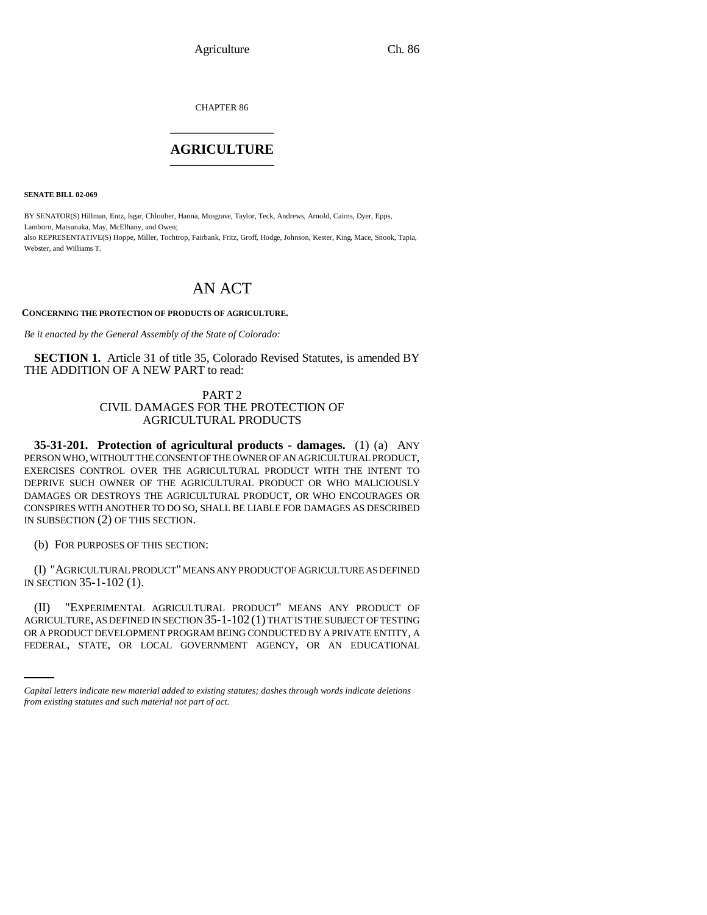CHAPTER 86

# AGRICULTURE

**SENATE BILL 02-069**

BY SENATOR(S) Hillman, Entz, Isgar, Chlouber, Hanna, Musgrave, Taylor, Teck, Andrews, Arnold, Cairns, Dyer, Epps, Lamborn, Matsunaka, May, McElhany, and Owen;
also REPRESENTATIVE(S) Hoppe, Miller, Tochtrop, Fairbank, Fritz, Groff, Hodge, Johnson, Kester, King, Mace, Snook, Tapia, Webster, and Williams T.

# AN ACT

**CONCERNING THE PROTECTION OF PRODUCTS OF AGRICULTURE.**

*Be it enacted by the General Assembly of the State of Colorado:*

**SECTION 1.** Article 31 of title 35, Colorado Revised Statutes, is amended BY THE ADDITION OF A NEW PART to read:

PART 2
CIVIL DAMAGES FOR THE PROTECTION OF AGRICULTURAL PRODUCTS

**35-31-201. Protection of agricultural products - damages.** (1) (a) ANY PERSON WHO, WITHOUT THE CONSENT OF THE OWNER OF AN AGRICULTURAL PRODUCT, EXERCISES CONTROL OVER THE AGRICULTURAL PRODUCT WITH THE INTENT TO DEPRIVE SUCH OWNER OF THE AGRICULTURAL PRODUCT OR WHO MALICIOUSLY DAMAGES OR DESTROYS THE AGRICULTURAL PRODUCT, OR WHO ENCOURAGES OR CONSPIRES WITH ANOTHER TO DO SO, SHALL BE LIABLE FOR DAMAGES AS DESCRIBED IN SUBSECTION (2) OF THIS SECTION.

(b) FOR PURPOSES OF THIS SECTION:

(I) "AGRICULTURAL PRODUCT" MEANS ANY PRODUCT OF AGRICULTURE AS DEFINED IN SECTION 35-1-102 (1).

(II) "EXPERIMENTAL AGRICULTURAL PRODUCT" MEANS ANY PRODUCT OF AGRICULTURE, AS DEFINED IN SECTION 35-1-102 (1) THAT IS THE SUBJECT OF TESTING OR A PRODUCT DEVELOPMENT PROGRAM BEING CONDUCTED BY A PRIVATE ENTITY, A FEDERAL, STATE, OR LOCAL GOVERNMENT AGENCY, OR AN EDUCATIONAL

*Capital letters indicate new material added to existing statutes; dashes through words indicate deletions from existing statutes and such material not part of act.*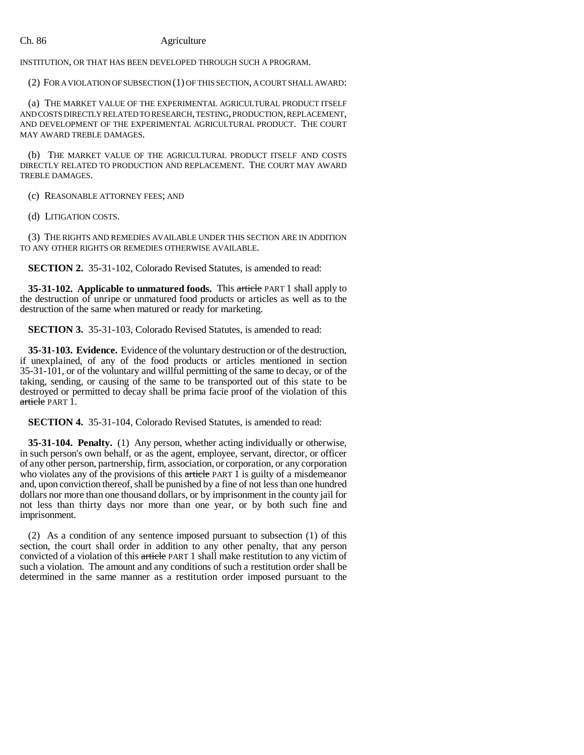INSTITUTION, OR THAT HAS BEEN DEVELOPED THROUGH SUCH A PROGRAM.

(2) FOR A VIOLATION OF SUBSECTION (1) OF THIS SECTION, A COURT SHALL AWARD:

(a) THE MARKET VALUE OF THE EXPERIMENTAL AGRICULTURAL PRODUCT ITSELF AND COSTS DIRECTLY RELATED TO RESEARCH, TESTING, PRODUCTION, REPLACEMENT, AND DEVELOPMENT OF THE EXPERIMENTAL AGRICULTURAL PRODUCT. THE COURT MAY AWARD TREBLE DAMAGES.

(b) THE MARKET VALUE OF THE AGRICULTURAL PRODUCT ITSELF AND COSTS DIRECTLY RELATED TO PRODUCTION AND REPLACEMENT. THE COURT MAY AWARD TREBLE DAMAGES.

(c) REASONABLE ATTORNEY FEES; AND

(d) LITIGATION COSTS.

(3) THE RIGHTS AND REMEDIES AVAILABLE UNDER THIS SECTION ARE IN ADDITION TO ANY OTHER RIGHTS OR REMEDIES OTHERWISE AVAILABLE.

**SECTION 2.** 35-31-102, Colorado Revised Statutes, is amended to read:

**35-31-102. Applicable to unmatured foods.** This ~~article~~ PART 1 shall apply to the destruction of unripe or unmatured food products or articles as well as to the destruction of the same when matured or ready for marketing.

**SECTION 3.** 35-31-103, Colorado Revised Statutes, is amended to read:

**35-31-103. Evidence.** Evidence of the voluntary destruction or of the destruction, if unexplained, of any of the food products or articles mentioned in section 35-31-101, or of the voluntary and willful permitting of the same to decay, or of the taking, sending, or causing of the same to be transported out of this state to be destroyed or permitted to decay shall be prima facie proof of the violation of this ~~article~~ PART 1.

**SECTION 4.** 35-31-104, Colorado Revised Statutes, is amended to read:

**35-31-104. Penalty.** (1) Any person, whether acting individually or otherwise, in such person's own behalf, or as the agent, employee, servant, director, or officer of any other person, partnership, firm, association, or corporation, or any corporation who violates any of the provisions of this ~~article~~ PART 1 is guilty of a misdemeanor and, upon conviction thereof, shall be punished by a fine of not less than one hundred dollars nor more than one thousand dollars, or by imprisonment in the county jail for not less than thirty days nor more than one year, or by both such fine and imprisonment.

(2) As a condition of any sentence imposed pursuant to subsection (1) of this section, the court shall order in addition to any other penalty, that any person convicted of a violation of this ~~article~~ PART 1 shall make restitution to any victim of such a violation. The amount and any conditions of such a restitution order shall be determined in the same manner as a restitution order imposed pursuant to the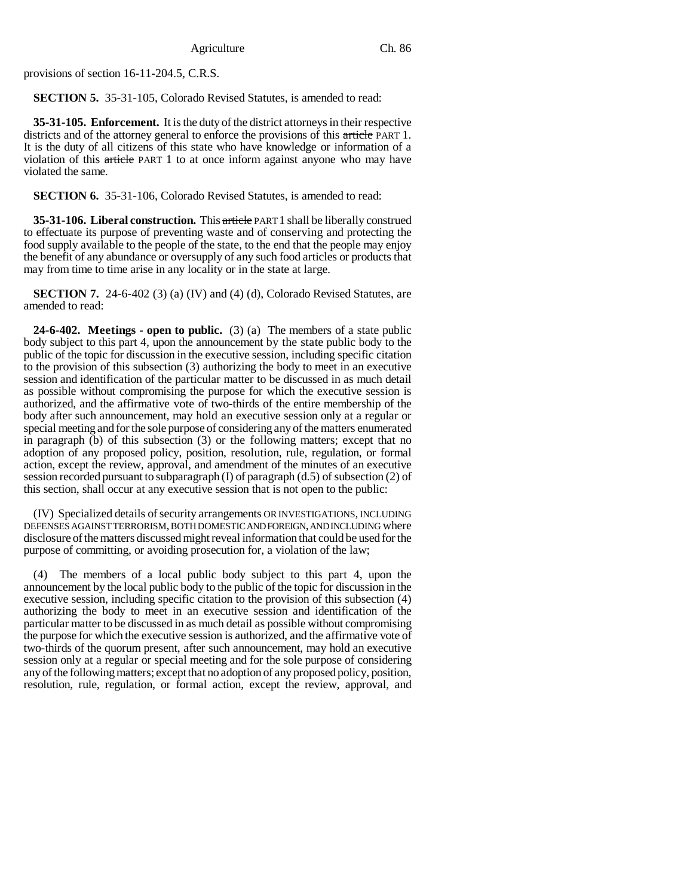provisions of section 16-11-204.5, C.R.S.

**SECTION 5.** 35-31-105, Colorado Revised Statutes, is amended to read:

**35-31-105. Enforcement.** It is the duty of the district attorneys in their respective districts and of the attorney general to enforce the provisions of this ~~article~~ PART 1. It is the duty of all citizens of this state who have knowledge or information of a violation of this ~~article~~ PART 1 to at once inform against anyone who may have violated the same.

**SECTION 6.** 35-31-106, Colorado Revised Statutes, is amended to read:

**35-31-106. Liberal construction.** This ~~article~~ PART 1 shall be liberally construed to effectuate its purpose of preventing waste and of conserving and protecting the food supply available to the people of the state, to the end that the people may enjoy the benefit of any abundance or oversupply of any such food articles or products that may from time to time arise in any locality or in the state at large.

**SECTION 7.** 24-6-402 (3) (a) (IV) and (4) (d), Colorado Revised Statutes, are amended to read:

**24-6-402. Meetings - open to public.** (3) (a) The members of a state public body subject to this part 4, upon the announcement by the state public body to the public of the topic for discussion in the executive session, including specific citation to the provision of this subsection (3) authorizing the body to meet in an executive session and identification of the particular matter to be discussed in as much detail as possible without compromising the purpose for which the executive session is authorized, and the affirmative vote of two-thirds of the entire membership of the body after such announcement, may hold an executive session only at a regular or special meeting and for the sole purpose of considering any of the matters enumerated in paragraph (b) of this subsection (3) or the following matters; except that no adoption of any proposed policy, position, resolution, rule, regulation, or formal action, except the review, approval, and amendment of the minutes of an executive session recorded pursuant to subparagraph (I) of paragraph (d.5) of subsection (2) of this section, shall occur at any executive session that is not open to the public:

(IV) Specialized details of security arrangements OR INVESTIGATIONS, INCLUDING DEFENSES AGAINST TERRORISM, BOTH DOMESTIC AND FOREIGN, AND INCLUDING where disclosure of the matters discussed might reveal information that could be used for the purpose of committing, or avoiding prosecution for, a violation of the law;

(4) The members of a local public body subject to this part 4, upon the announcement by the local public body to the public of the topic for discussion in the executive session, including specific citation to the provision of this subsection (4) authorizing the body to meet in an executive session and identification of the particular matter to be discussed in as much detail as possible without compromising the purpose for which the executive session is authorized, and the affirmative vote of two-thirds of the quorum present, after such announcement, may hold an executive session only at a regular or special meeting and for the sole purpose of considering any of the following matters; except that no adoption of any proposed policy, position, resolution, rule, regulation, or formal action, except the review, approval, and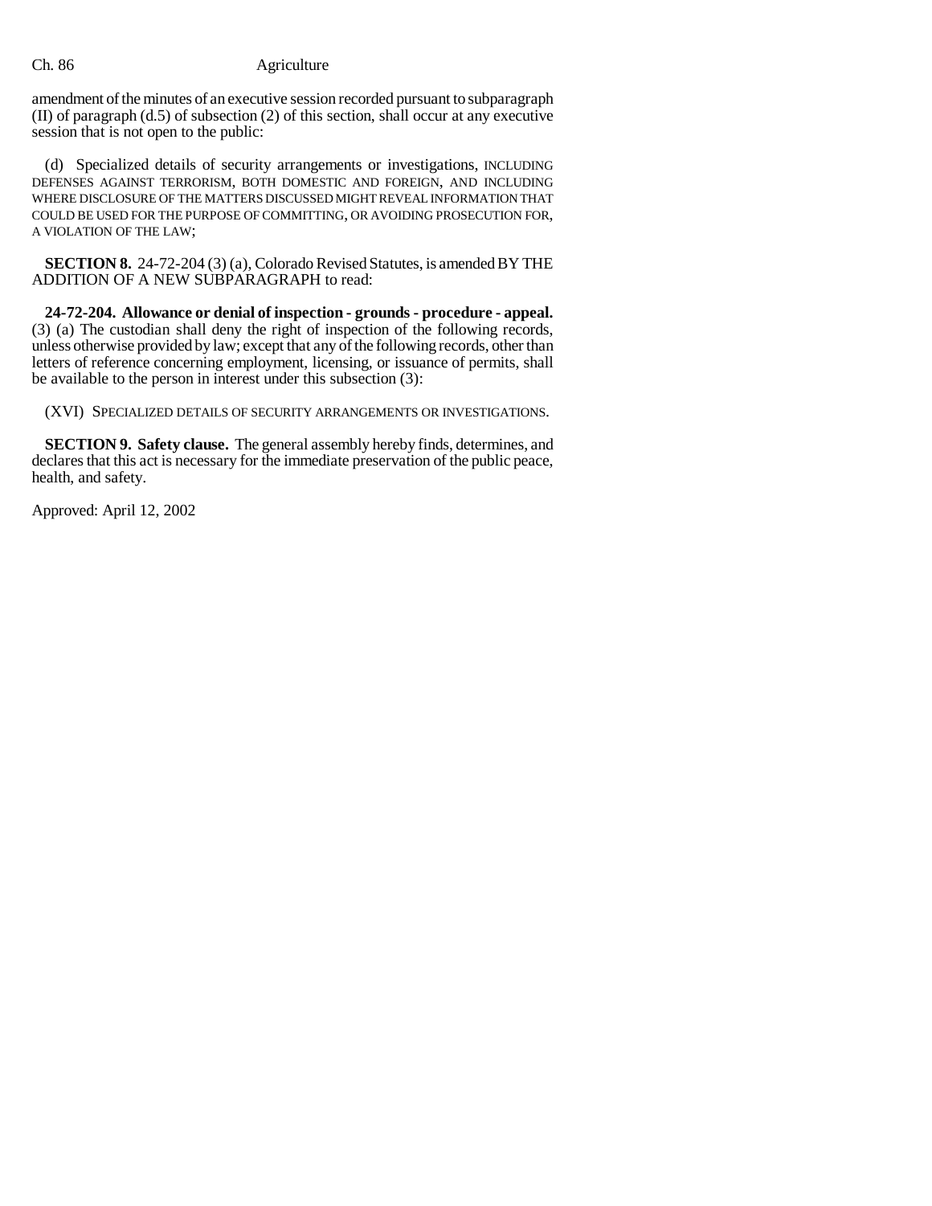amendment of the minutes of an executive session recorded pursuant to subparagraph (II) of paragraph (d.5) of subsection (2) of this section, shall occur at any executive session that is not open to the public:

(d) Specialized details of security arrangements or investigations, INCLUDING DEFENSES AGAINST TERRORISM, BOTH DOMESTIC AND FOREIGN, AND INCLUDING WHERE DISCLOSURE OF THE MATTERS DISCUSSED MIGHT REVEAL INFORMATION THAT COULD BE USED FOR THE PURPOSE OF COMMITTING, OR AVOIDING PROSECUTION FOR, A VIOLATION OF THE LAW;

**SECTION 8.** 24-72-204 (3) (a), Colorado Revised Statutes, is amended BY THE ADDITION OF A NEW SUBPARAGRAPH to read:

**24-72-204. Allowance or denial of inspection - grounds - procedure - appeal.** (3) (a) The custodian shall deny the right of inspection of the following records, unless otherwise provided by law; except that any of the following records, other than letters of reference concerning employment, licensing, or issuance of permits, shall be available to the person in interest under this subsection (3):

(XVI) SPECIALIZED DETAILS OF SECURITY ARRANGEMENTS OR INVESTIGATIONS.

**SECTION 9. Safety clause.** The general assembly hereby finds, determines, and declares that this act is necessary for the immediate preservation of the public peace, health, and safety.

Approved: April 12, 2002